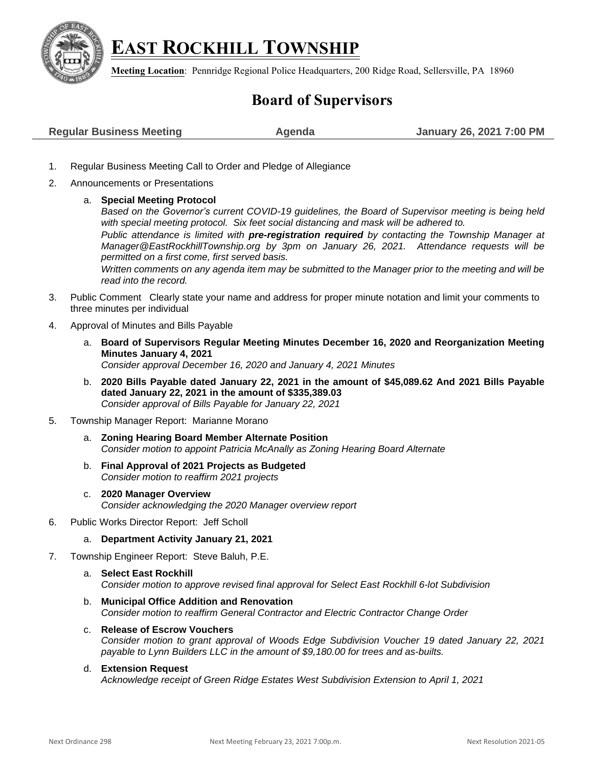# EAST ROCKHILL TOWNSHIP

**Meeting Location**: Pennridge Regional Police Headquarters, 200 Ridge Road, Sellersville, PA 18960

## Board of Supervisors

**Regular Business Meeting** **Agenda** **January 26, 2021 7:00 PM**

1. Regular Business Meeting Call to Order and Pledge of Allegiance
2. Announcements or Presentations
   a. **Special Meeting Protocol**
   *Based on the Governor's current COVID-19 guidelines, the Board of Supervisor meeting is being held with special meeting protocol. Six feet social distancing and mask will be adhered to.*
   *Public attendance is limited with **pre-registration required** by contacting the Township Manager at Manager@EastRockhillTownship.org by 3pm on January 26, 2021. Attendance requests will be permitted on a first come, first served basis.*
   *Written comments on any agenda item may be submitted to the Manager prior to the meeting and will be read into the record.*
3. Public Comment Clearly state your name and address for proper minute notation and limit your comments to three minutes per individual
4. Approval of Minutes and Bills Payable
   a. **Board of Supervisors Regular Meeting Minutes December 16, 2020 and Reorganization Meeting Minutes January 4, 2021**
   *Consider approval December 16, 2020 and January 4, 2021 Minutes*
   b. **2020 Bills Payable dated January 22, 2021 in the amount of $45,089.62 And 2021 Bills Payable dated January 22, 2021 in the amount of $335,389.03**
   *Consider approval of Bills Payable for January 22, 2021*
5. Township Manager Report: Marianne Morano
   a. **Zoning Hearing Board Member Alternate Position**
   *Consider motion to appoint Patricia McAnally as Zoning Hearing Board Alternate*
   b. **Final Approval of 2021 Projects as Budgeted**
   *Consider motion to reaffirm 2021 projects*
   c. **2020 Manager Overview**
   *Consider acknowledging the 2020 Manager overview report*
6. Public Works Director Report: Jeff Scholl
   a. **Department Activity January 21, 2021**
7. Township Engineer Report: Steve Baluh, P.E.
   a. **Select East Rockhill**
   *Consider motion to approve revised final approval for Select East Rockhill 6-lot Subdivision*
   b. **Municipal Office Addition and Renovation**
   *Consider motion to reaffirm General Contractor and Electric Contractor Change Order*
   c. **Release of Escrow Vouchers**
   *Consider motion to grant approval of Woods Edge Subdivision Voucher 19 dated January 22, 2021 payable to Lynn Builders LLC in the amount of $9,180.00 for trees and as-builts.*
   d. **Extension Request**
   *Acknowledge receipt of Green Ridge Estates West Subdivision Extension to April 1, 2021*

Next Ordinance 298 Next Meeting February 23, 2021 7:00p.m. Next Resolution 2021-05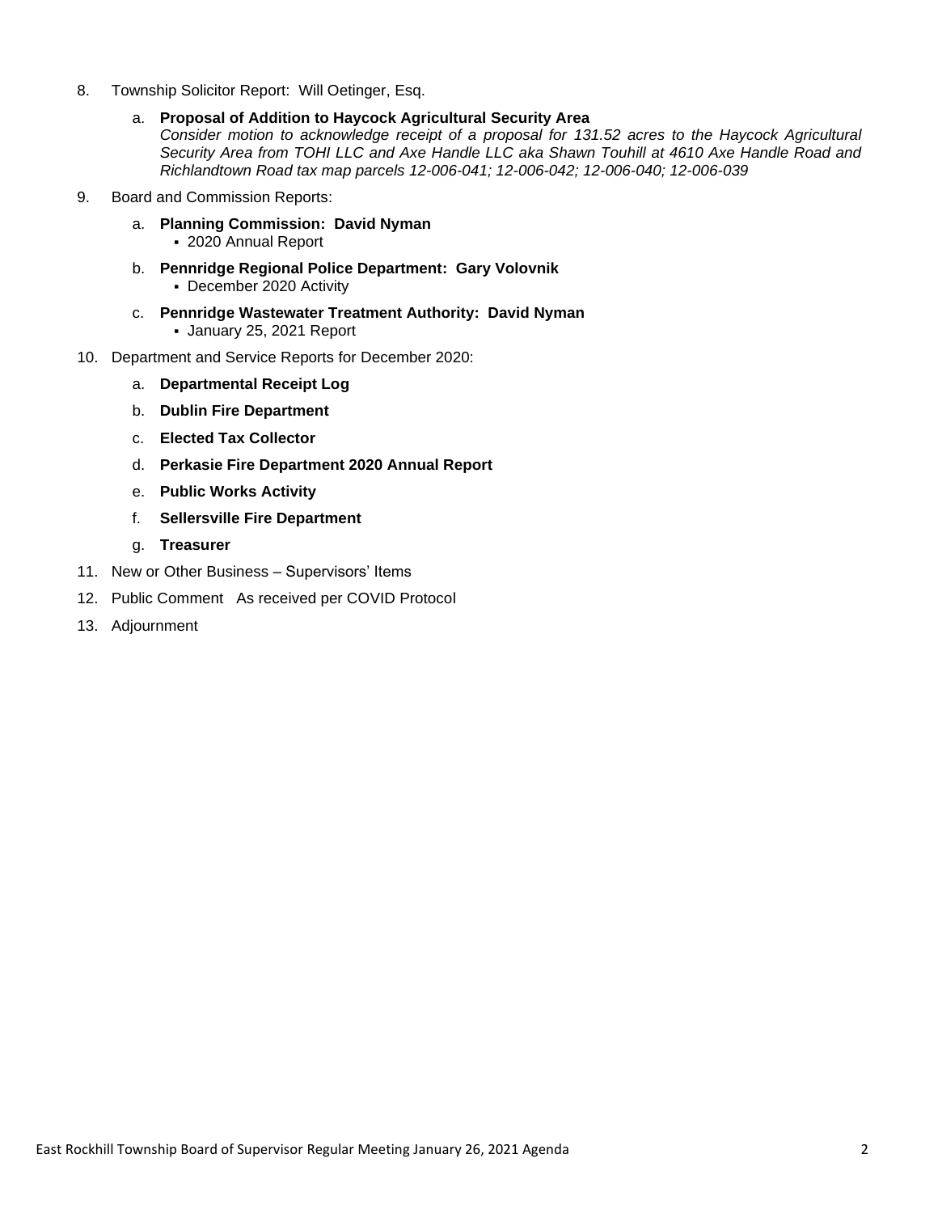8. Township Solicitor Report: Will Oetinger, Esq.

   a. **Proposal of Addition to Haycock Agricultural Security Area**
      *Consider motion to acknowledge receipt of a proposal for 131.52 acres to the Haycock Agricultural Security Area from TOHI LLC and Axe Handle LLC aka Shawn Touhill at 4610 Axe Handle Road and Richlandtown Road tax map parcels 12-006-041; 12-006-042; 12-006-040; 12-006-039*

9. Board and Commission Reports:

   a. **Planning Commission: David Nyman**
      - 2020 Annual Report

   b. **Pennridge Regional Police Department: Gary Volovnik**
      - December 2020 Activity

   c. **Pennridge Wastewater Treatment Authority: David Nyman**
      - January 25, 2021 Report

10. Department and Service Reports for December 2020:

    a. **Departmental Receipt Log**

    b. **Dublin Fire Department**

    c. **Elected Tax Collector**

    d. **Perkasie Fire Department 2020 Annual Report**

    e. **Public Works Activity**

    f. **Sellersville Fire Department**

    g. **Treasurer**

11. New or Other Business – Supervisors' Items

12. Public Comment As received per COVID Protocol

13. Adjournment